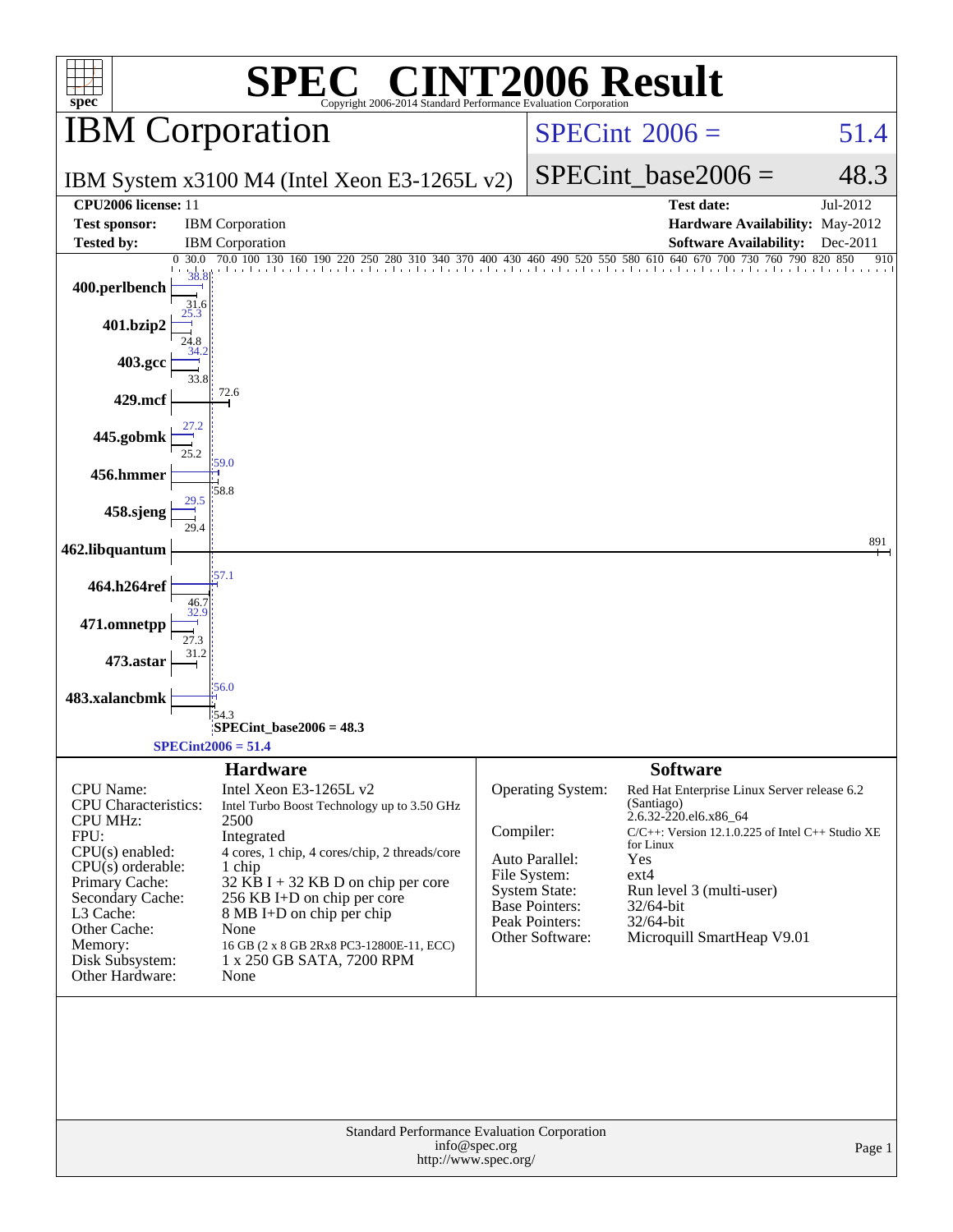# SPEC CINT2006 Result

Copyright 2006-2014 Standard Performance Evaluation Corporation

## IBM Corporation

IBM System x3100 M4 (Intel Xeon E3-1265L v2)

SPECint 2006 = 51.4

SPECint_base2006 = 48.3

| | | | |
|---|---|---|---|
| **CPU2006 license:** 11 | | **Test date:** | Jul-2012 |
| **Test sponsor:** | IBM Corporation | **Hardware Availability:** | May-2012 |
| **Tested by:** | IBM Corporation | **Software Availability:** | Dec-2011 |

| Benchmark | Peak | Base |
|---|---|---|
| 400.perlbench | 38.8 | 31.6 |
| 401.bzip2 | 25.3 | 24.8 |
| 403.gcc | 34.2 | 33.8 |
| 429.mcf | 72.6 | 72.6 |
| 445.gobmk | 27.2 | 25.2 |
| 456.hmmer | 59.0 | 58.8 |
| 458.sjeng | 29.5 | 29.4 |
| 462.libquantum | 891 | 891 |
| 464.h264ref | 57.1 | 46.7 |
| 471.omnetpp | 32.9 | 27.3 |
| 473.astar | 31.2 | 31.2 |
| 483.xalancbmk | 56.0 | 54.3 |

SPECint_base2006 = 48.3

SPECint2006 = 51.4

### Hardware

| | |
|---|---|
| CPU Name: | Intel Xeon E3-1265L v2 |
| CPU Characteristics: | Intel Turbo Boost Technology up to 3.50 GHz |
| CPU MHz: | 2500 |
| FPU: | Integrated |
| CPU(s) enabled: | 4 cores, 1 chip, 4 cores/chip, 2 threads/core |
| CPU(s) orderable: | 1 chip |
| Primary Cache: | 32 KB I + 32 KB D on chip per core |
| Secondary Cache: | 256 KB I+D on chip per core |
| L3 Cache: | 8 MB I+D on chip per chip |
| Other Cache: | None |
| Memory: | 16 GB (2 x 8 GB 2Rx8 PC3-12800E-11, ECC) |
| Disk Subsystem: | 1 x 250 GB SATA, 7200 RPM |
| Other Hardware: | None |

### Software

| | |
|---|---|
| Operating System: | Red Hat Enterprise Linux Server release 6.2 (Santiago) 2.6.32-220.el6.x86_64 |
| Compiler: | C/C++: Version 12.1.0.225 of Intel C++ Studio XE for Linux |
| Auto Parallel: | Yes |
| File System: | ext4 |
| System State: | Run level 3 (multi-user) |
| Base Pointers: | 32/64-bit |
| Peak Pointers: | 32/64-bit |
| Other Software: | Microquill SmartHeap V9.01 |

Standard Performance Evaluation Corporation
info@spec.org
http://www.spec.org/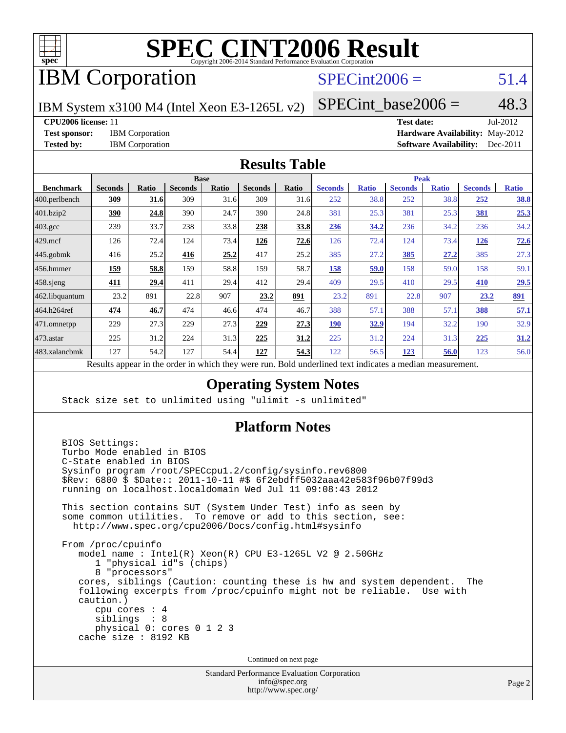# SPEC CINT2006 Result

Copyright 2006-2014 Standard Performance Evaluation Corporation

## IBM Corporation

IBM System x3100 M4 (Intel Xeon E3-1265L v2)

SPECint2006 = 51.4

SPECint_base2006 = 48.3

| | | | |
|---|---|---|---|
| **CPU2006 license:** | 11 | **Test date:** | Jul-2012 |
| **Test sponsor:** | IBM Corporation | **Hardware Availability:** | May-2012 |
| **Tested by:** | IBM Corporation | **Software Availability:** | Dec-2011 |

## Results Table

| | Base | | | | | | Peak | | | | | |
|---|---|---|---|---|---|---|---|---|---|---|---|---|
| **Benchmark** | **Seconds** | **Ratio** | **Seconds** | **Ratio** | **Seconds** | **Ratio** | **Seconds** | **Ratio** | **Seconds** | **Ratio** | **Seconds** | **Ratio** |
| 400.perlbench | **309** | **31.6** | 309 | 31.6 | 309 | 31.6 | 252 | 38.8 | 252 | 38.8 | **252** | **38.8** |
| 401.bzip2 | **390** | **24.8** | 390 | 24.7 | 390 | 24.8 | 381 | 25.3 | 381 | 25.3 | **381** | **25.3** |
| 403.gcc | 239 | 33.7 | 238 | 33.8 | **238** | **33.8** | **236** | **34.2** | 236 | 34.2 | 236 | 34.2 |
| 429.mcf | 126 | 72.4 | 124 | 73.4 | **126** | **72.6** | 126 | 72.4 | 124 | 73.4 | **126** | **72.6** |
| 445.gobmk | 416 | 25.2 | **416** | **25.2** | 417 | 25.2 | 385 | 27.2 | **385** | **27.2** | 385 | 27.3 |
| 456.hmmer | **159** | **58.8** | 159 | 58.8 | 159 | 58.7 | **158** | **59.0** | 158 | 59.0 | 158 | 59.1 |
| 458.sjeng | **411** | **29.4** | 411 | 29.4 | 412 | 29.4 | 409 | 29.5 | 410 | 29.5 | **410** | **29.5** |
| 462.libquantum | 23.2 | 891 | 22.8 | 907 | **23.2** | **891** | 23.2 | 891 | 22.8 | 907 | **23.2** | **891** |
| 464.h264ref | **474** | **46.7** | 474 | 46.6 | 474 | 46.7 | 388 | 57.1 | 388 | 57.1 | **388** | **57.1** |
| 471.omnetpp | 229 | 27.3 | 229 | 27.3 | **229** | **27.3** | **190** | **32.9** | 194 | 32.2 | 190 | 32.9 |
| 473.astar | 225 | 31.2 | 224 | 31.3 | **225** | **31.2** | 225 | 31.2 | 224 | 31.3 | **225** | **31.2** |
| 483.xalancbmk | 127 | 54.2 | 127 | 54.4 | **127** | **54.3** | 122 | 56.5 | **123** | **56.0** | 123 | 56.0 |

Results appear in the order in which they were run. Bold underlined text indicates a median measurement.

## Operating System Notes

```
Stack size set to unlimited using "ulimit -s unlimited"
```

## Platform Notes

```
BIOS Settings:
Turbo Mode enabled in BIOS
C-State enabled in BIOS
Sysinfo program /root/SPECcpu1.2/config/sysinfo.rev6800
$Rev: 6800 $ $Date:: 2011-10-11 #$ 6f2ebdff5032aaa42e583f96b07f99d3
running on localhost.localdomain Wed Jul 11 09:08:43 2012

This section contains SUT (System Under Test) info as seen by
some common utilities.  To remove or add to this section, see:
  http://www.spec.org/cpu2006/Docs/config.html#sysinfo

From /proc/cpuinfo
   model name : Intel(R) Xeon(R) CPU E3-1265L V2 @ 2.50GHz
      1 "physical id"s (chips)
      8 "processors"
   cores, siblings (Caution: counting these is hw and system dependent.  The
   following excerpts from /proc/cpuinfo might not be reliable.  Use with
   caution.)
      cpu cores : 4
      siblings  : 8
      physical 0: cores 0 1 2 3
   cache size : 8192 KB
```

Continued on next page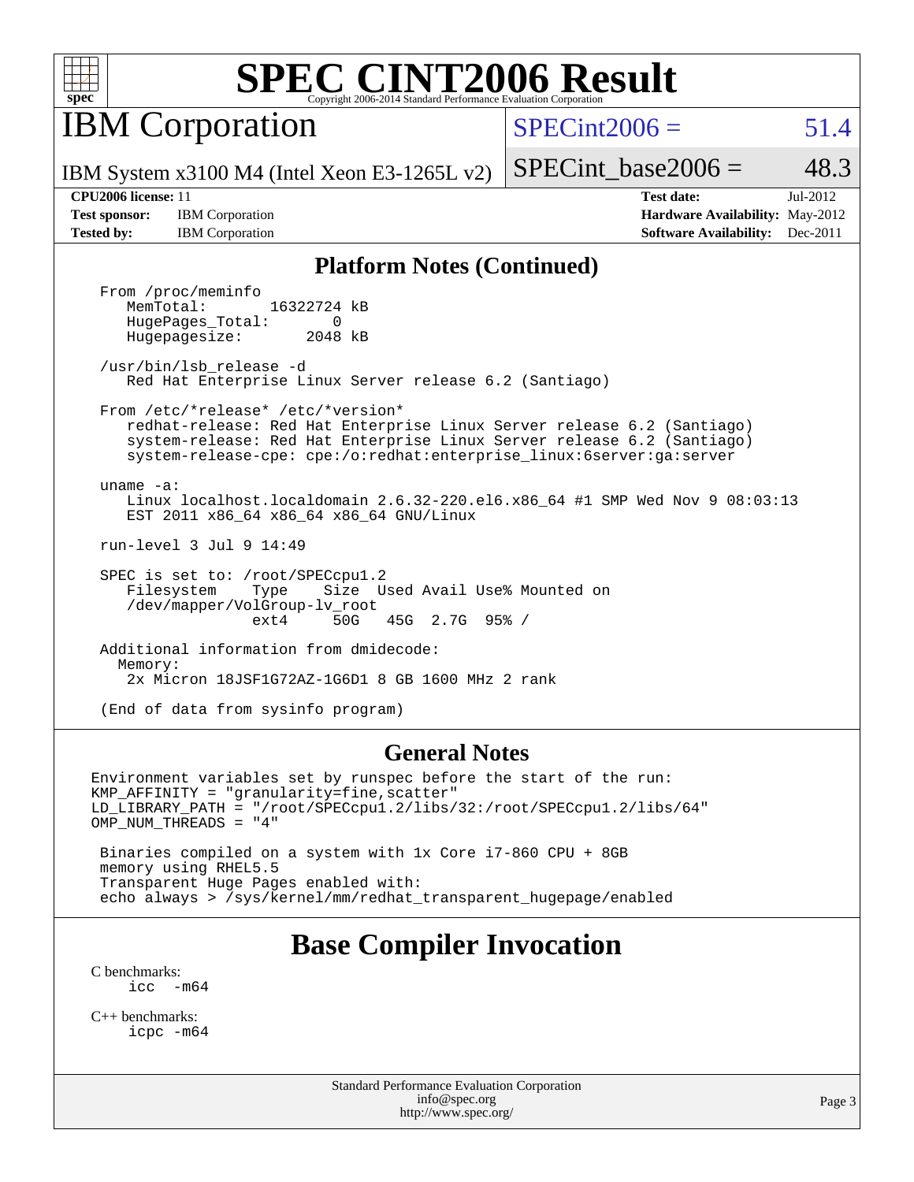# SPEC CINT2006 Result

Copyright 2006-2014 Standard Performance Evaluation Corporation

## IBM Corporation

IBM System x3100 M4 (Intel Xeon E3-1265L v2)

SPECint2006 = 51.4

SPECint_base2006 = 48.3

| | | | |
|---|---|---|---|
| **CPU2006 license:** 11 | | **Test date:** | Jul-2012 |
| **Test sponsor:** | IBM Corporation | **Hardware Availability:** | May-2012 |
| **Tested by:** | IBM Corporation | **Software Availability:** | Dec-2011 |

### Platform Notes (Continued)

```
From /proc/meminfo
   MemTotal:       16322724 kB
   HugePages_Total:       0
   Hugepagesize:       2048 kB

/usr/bin/lsb_release -d
   Red Hat Enterprise Linux Server release 6.2 (Santiago)

From /etc/*release* /etc/*version*
   redhat-release: Red Hat Enterprise Linux Server release 6.2 (Santiago)
   system-release: Red Hat Enterprise Linux Server release 6.2 (Santiago)
   system-release-cpe: cpe:/o:redhat:enterprise_linux:6server:ga:server

uname -a:
   Linux localhost.localdomain 2.6.32-220.el6.x86_64 #1 SMP Wed Nov 9 08:03:13
   EST 2011 x86_64 x86_64 x86_64 GNU/Linux

run-level 3 Jul 9 14:49

SPEC is set to: /root/SPECcpu1.2
   Filesystem    Type    Size  Used Avail Use% Mounted on
   /dev/mapper/VolGroup-lv_root
                 ext4     50G   45G  2.7G  95% /

Additional information from dmidecode:
  Memory:
   2x Micron 18JSF1G72AZ-1G6D1 8 GB 1600 MHz 2 rank

(End of data from sysinfo program)
```

### General Notes

```
Environment variables set by runspec before the start of the run:
KMP_AFFINITY = "granularity=fine,scatter"
LD_LIBRARY_PATH = "/root/SPECcpu1.2/libs/32:/root/SPECcpu1.2/libs/64"
OMP_NUM_THREADS = "4"

 Binaries compiled on a system with 1x Core i7-860 CPU + 8GB
 memory using RHEL5.5
 Transparent Huge Pages enabled with:
 echo always > /sys/kernel/mm/redhat_transparent_hugepage/enabled
```

## Base Compiler Invocation

C benchmarks:
```
icc  -m64
```

C++ benchmarks:
```
icpc -m64
```

Standard Performance Evaluation Corporation
info@spec.org
http://www.spec.org/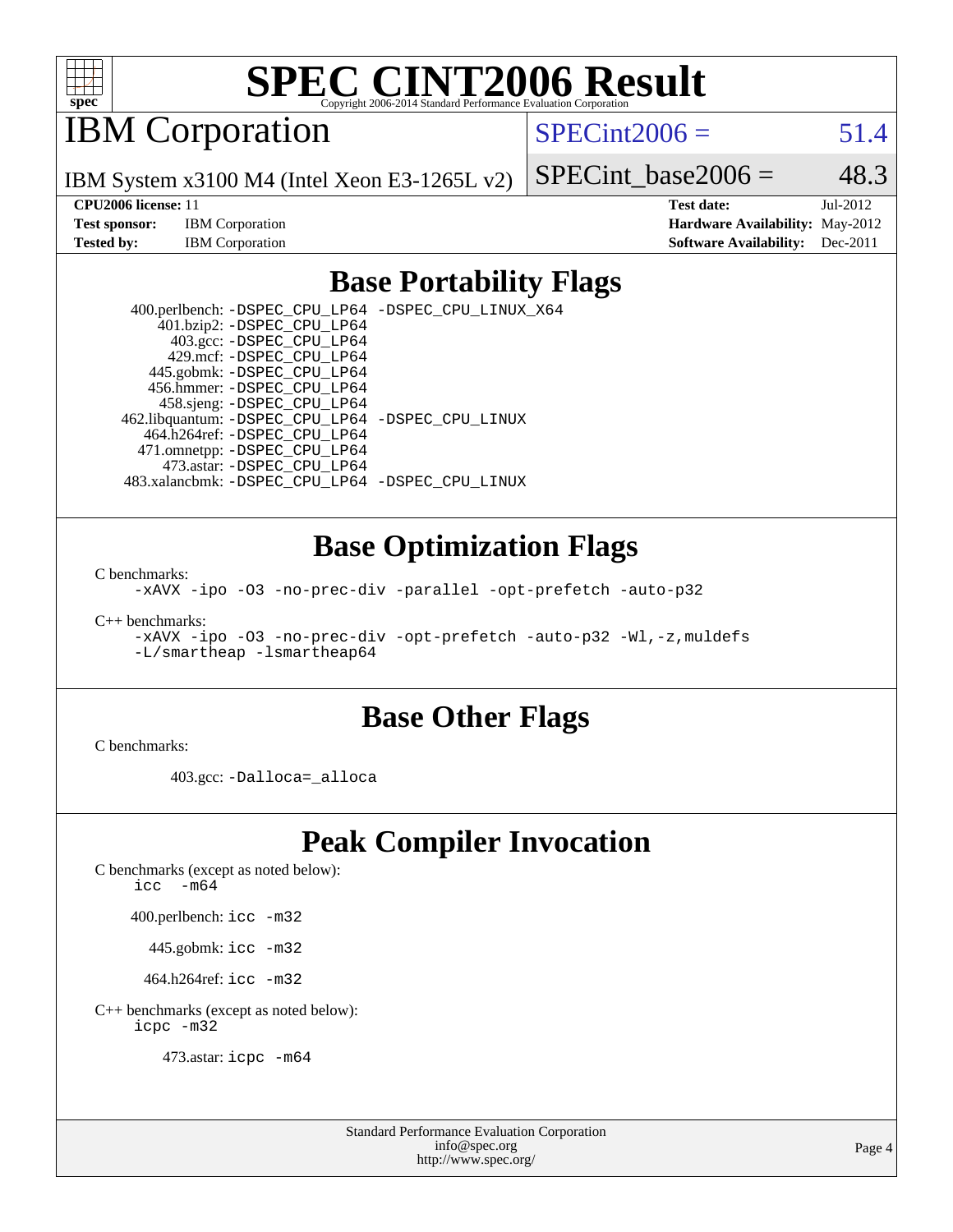# SPEC CINT2006 Result

## IBM Corporation

IBM System x3100 M4 (Intel Xeon E3-1265L v2)

SPECint2006 = 51.4

SPECint_base2006 = 48.3

**CPU2006 license:** 11
**Test sponsor:** IBM Corporation
**Tested by:** IBM Corporation

**Test date:** Jul-2012
**Hardware Availability:** May-2012
**Software Availability:** Dec-2011

## Base Portability Flags

400.perlbench: -DSPEC_CPU_LP64 -DSPEC_CPU_LINUX_X64
401.bzip2: -DSPEC_CPU_LP64
403.gcc: -DSPEC_CPU_LP64
429.mcf: -DSPEC_CPU_LP64
445.gobmk: -DSPEC_CPU_LP64
456.hmmer: -DSPEC_CPU_LP64
458.sjeng: -DSPEC_CPU_LP64
462.libquantum: -DSPEC_CPU_LP64 -DSPEC_CPU_LINUX
464.h264ref: -DSPEC_CPU_LP64
471.omnetpp: -DSPEC_CPU_LP64
473.astar: -DSPEC_CPU_LP64
483.xalancbmk: -DSPEC_CPU_LP64 -DSPEC_CPU_LINUX

## Base Optimization Flags

C benchmarks:
-xAVX -ipo -O3 -no-prec-div -parallel -opt-prefetch -auto-p32

C++ benchmarks:
-xAVX -ipo -O3 -no-prec-div -opt-prefetch -auto-p32 -Wl,-z,muldefs
-L/smartheap -lsmartheap64

## Base Other Flags

C benchmarks:

403.gcc: -Dalloca=_alloca

## Peak Compiler Invocation

C benchmarks (except as noted below):
icc -m64

400.perlbench: icc -m32

445.gobmk: icc -m32

464.h264ref: icc -m32

C++ benchmarks (except as noted below):
icpc -m32

473.astar: icpc -m64

Standard Performance Evaluation Corporation
info@spec.org
http://www.spec.org/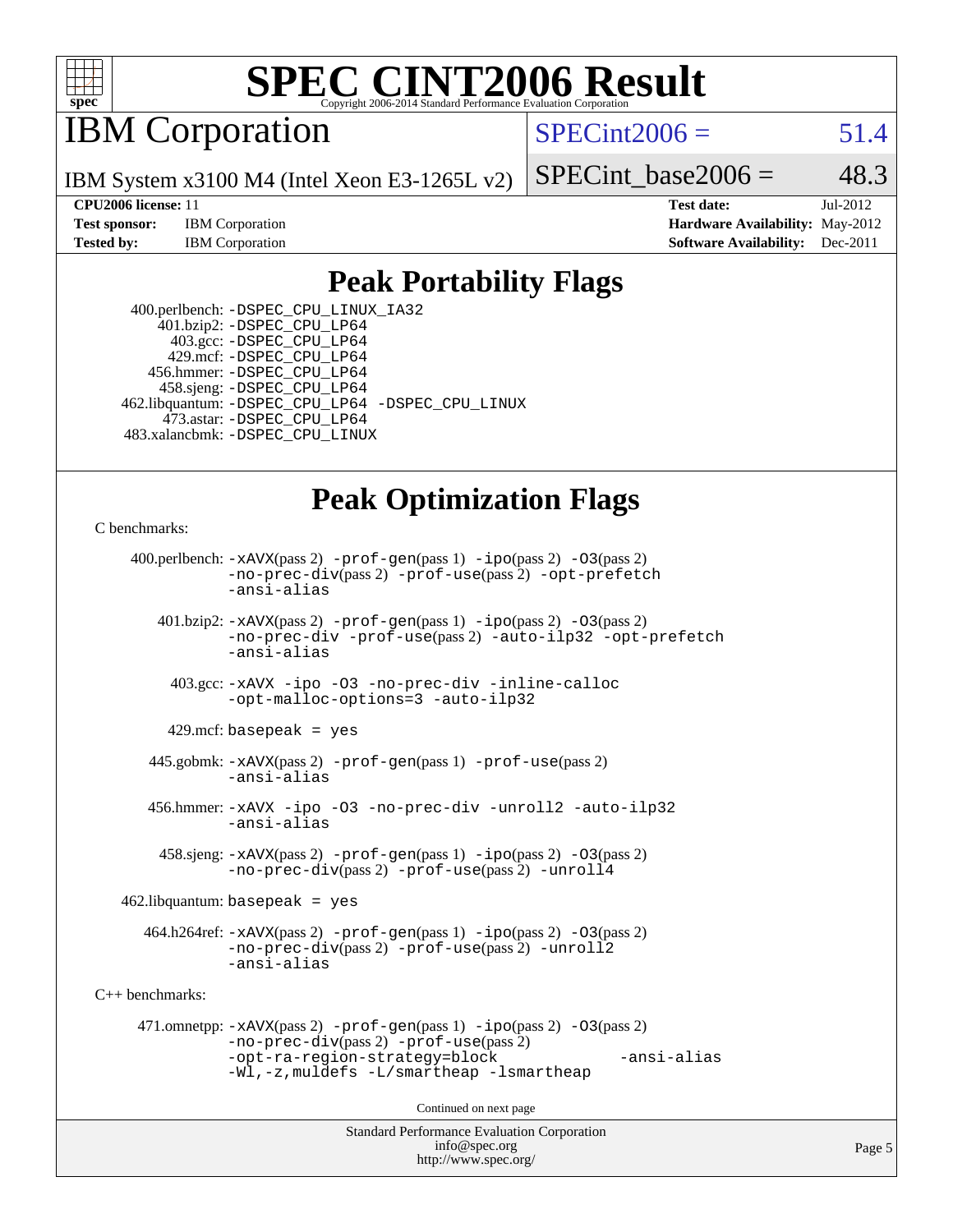# SPEC CINT2006 Result

Copyright 2006-2014 Standard Performance Evaluation Corporation

## IBM Corporation

IBM System x3100 M4 (Intel Xeon E3-1265L v2)

SPECint2006 = 51.4

SPECint_base2006 = 48.3

| | | | |
|---|---|---|---|
| **CPU2006 license:** 11 | | **Test date:** | Jul-2012 |
| **Test sponsor:** | IBM Corporation | **Hardware Availability:** | May-2012 |
| **Tested by:** | IBM Corporation | **Software Availability:** | Dec-2011 |

## Peak Portability Flags

400.perlbench: -DSPEC_CPU_LINUX_IA32
401.bzip2: -DSPEC_CPU_LP64
403.gcc: -DSPEC_CPU_LP64
429.mcf: -DSPEC_CPU_LP64
456.hmmer: -DSPEC_CPU_LP64
458.sjeng: -DSPEC_CPU_LP64
462.libquantum: -DSPEC_CPU_LP64 -DSPEC_CPU_LINUX
473.astar: -DSPEC_CPU_LP64
483.xalancbmk: -DSPEC_CPU_LINUX

## Peak Optimization Flags

C benchmarks:

400.perlbench: -xAVX(pass 2) -prof-gen(pass 1) -ipo(pass 2) -O3(pass 2) -no-prec-div(pass 2) -prof-use(pass 2) -opt-prefetch -ansi-alias

401.bzip2: -xAVX(pass 2) -prof-gen(pass 1) -ipo(pass 2) -O3(pass 2) -no-prec-div -prof-use(pass 2) -auto-ilp32 -opt-prefetch -ansi-alias

403.gcc: -xAVX -ipo -O3 -no-prec-div -inline-calloc -opt-malloc-options=3 -auto-ilp32

429.mcf: basepeak = yes

445.gobmk: -xAVX(pass 2) -prof-gen(pass 1) -prof-use(pass 2) -ansi-alias

456.hmmer: -xAVX -ipo -O3 -no-prec-div -unroll2 -auto-ilp32 -ansi-alias

458.sjeng: -xAVX(pass 2) -prof-gen(pass 1) -ipo(pass 2) -O3(pass 2) -no-prec-div(pass 2) -prof-use(pass 2) -unroll4

462.libquantum: basepeak = yes

464.h264ref: -xAVX(pass 2) -prof-gen(pass 1) -ipo(pass 2) -O3(pass 2) -no-prec-div(pass 2) -prof-use(pass 2) -unroll2 -ansi-alias

C++ benchmarks:

471.omnetpp: -xAVX(pass 2) -prof-gen(pass 1) -ipo(pass 2) -O3(pass 2) -no-prec-div(pass 2) -prof-use(pass 2) -opt-ra-region-strategy=block -ansi-alias -Wl,-z,muldefs -L/smartheap -lsmartheap

Continued on next page

Standard Performance Evaluation Corporation
info@spec.org
http://www.spec.org/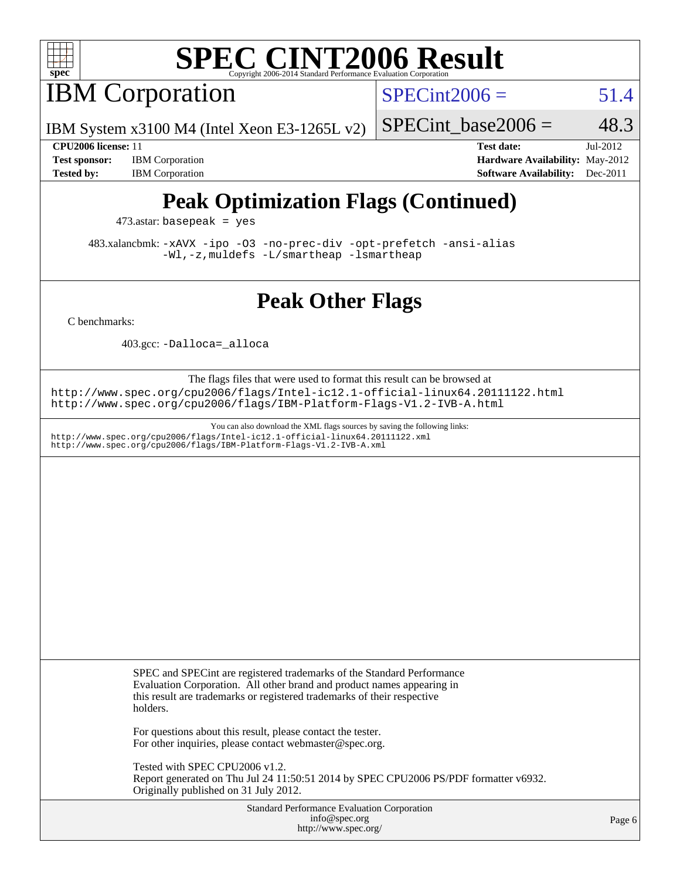# SPEC CINT2006 Result

Copyright 2006-2014 Standard Performance Evaluation Corporation

## IBM Corporation

IBM System x3100 M4 (Intel Xeon E3-1265L v2)

SPECint2006 = 51.4

SPECint_base2006 = 48.3

| | | | |
|---|---|---|---|
| **CPU2006 license:** | 11 | **Test date:** | Jul-2012 |
| **Test sponsor:** | IBM Corporation | **Hardware Availability:** | May-2012 |
| **Tested by:** | IBM Corporation | **Software Availability:** | Dec-2011 |

## Peak Optimization Flags (Continued)

473.astar: `basepeak = yes`

483.xalancbmk: `-xAVX -ipo -O3 -no-prec-div -opt-prefetch -ansi-alias -Wl,-z,muldefs -L/smartheap -lsmartheap`

## Peak Other Flags

C benchmarks:

403.gcc: `-Dalloca=_alloca`

The flags files that were used to format this result can be browsed at
http://www.spec.org/cpu2006/flags/Intel-ic12.1-official-linux64.20111122.html
http://www.spec.org/cpu2006/flags/IBM-Platform-Flags-V1.2-IVB-A.html

You can also download the XML flags sources by saving the following links:
http://www.spec.org/cpu2006/flags/Intel-ic12.1-official-linux64.20111122.xml
http://www.spec.org/cpu2006/flags/IBM-Platform-Flags-V1.2-IVB-A.xml

SPEC and SPECint are registered trademarks of the Standard Performance Evaluation Corporation. All other brand and product names appearing in this result are trademarks or registered trademarks of their respective holders.

For questions about this result, please contact the tester.
For other inquiries, please contact webmaster@spec.org.

Tested with SPEC CPU2006 v1.2.
Report generated on Thu Jul 24 11:50:51 2014 by SPEC CPU2006 PS/PDF formatter v6932.
Originally published on 31 July 2012.

Standard Performance Evaluation Corporation
info@spec.org
http://www.spec.org/